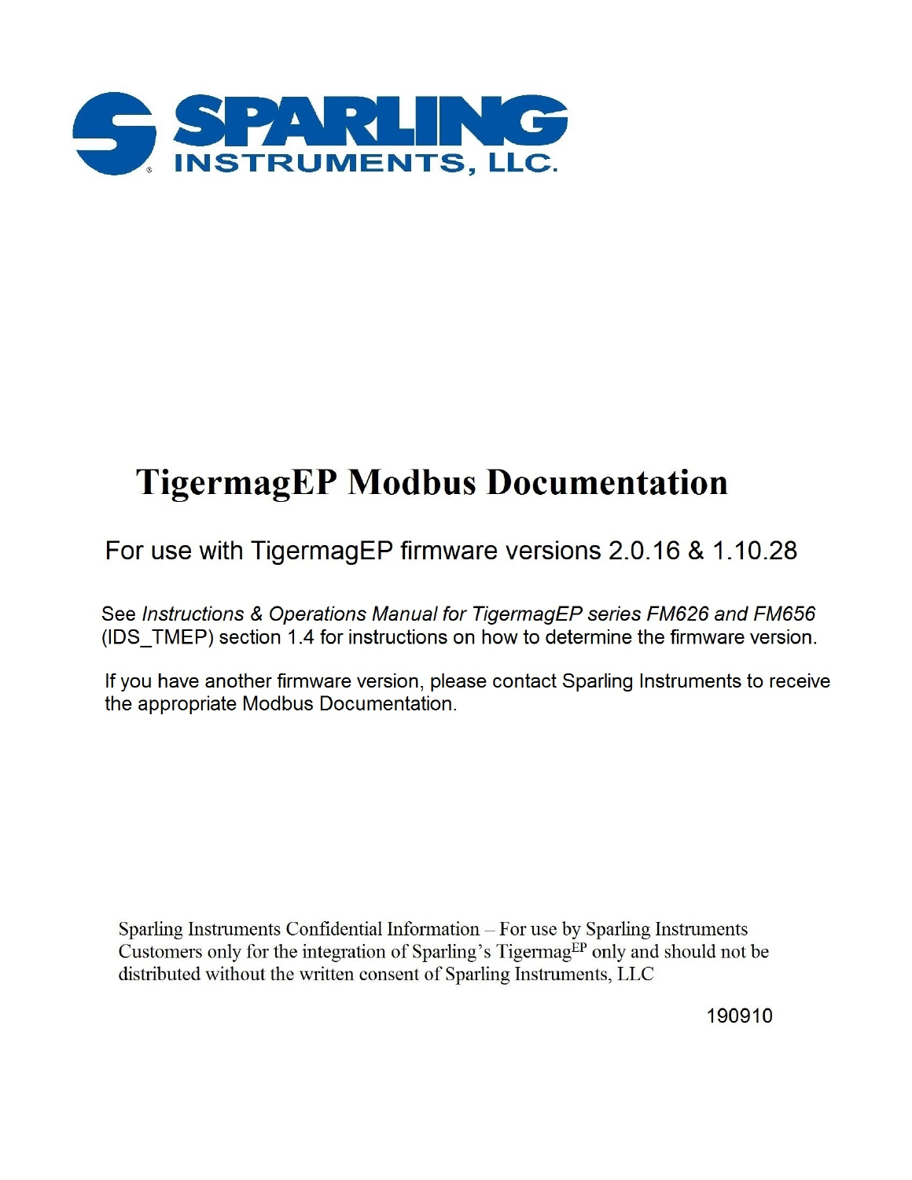SPARLING INSTRUMENTS, LLC.

# TigermagEP Modbus Documentation

## For use with TigermagEP firmware versions 2.0.16 & 1.10.28

See *Instructions & Operations Manual for TigermagEP series FM626 and FM656* (IDS_TMEP) section 1.4 for instructions on how to determine the firmware version.

If you have another firmware version, please contact Sparling Instruments to receive the appropriate Modbus Documentation.

Sparling Instruments Confidential Information – For use by Sparling Instruments Customers only for the integration of Sparling's Tigermag$^{EP}$ only and should not be distributed without the written consent of Sparling Instruments, LLC

190910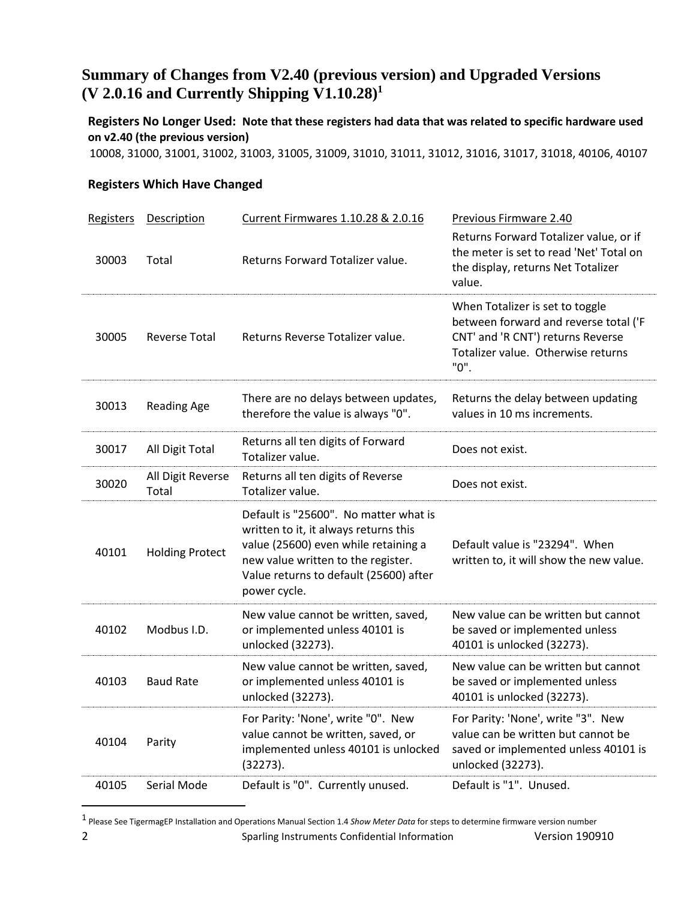# Summary of Changes from V2.40 (previous version) and Upgraded Versions (V 2.0.16 and Currently Shipping V1.10.28)[1]

**Registers No Longer Used: Note that these registers had data that was related to specific hardware used on v2.40 (the previous version)**

10008, 31000, 31001, 31002, 31003, 31005, 31009, 31010, 31011, 31012, 31016, 31017, 31018, 40106, 40107

## Registers Which Have Changed

| Registers | Description | Current Firmwares 1.10.28 & 2.0.16 | Previous Firmware 2.40 |
|---|---|---|---|
| 30003 | Total | Returns Forward Totalizer value. | Returns Forward Totalizer value, or if the meter is set to read 'Net' Total on the display, returns Net Totalizer value. |
| 30005 | Reverse Total | Returns Reverse Totalizer value. | When Totalizer is set to toggle between forward and reverse total ('F CNT' and 'R CNT') returns Reverse Totalizer value. Otherwise returns "0". |
| 30013 | Reading Age | There are no delays between updates, therefore the value is always "0". | Returns the delay between updating values in 10 ms increments. |
| 30017 | All Digit Total | Returns all ten digits of Forward Totalizer value. | Does not exist. |
| 30020 | All Digit Reverse Total | Returns all ten digits of Reverse Totalizer value. | Does not exist. |
| 40101 | Holding Protect | Default is "25600". No matter what is written to it, it always returns this value (25600) even while retaining a new value written to the register. Value returns to default (25600) after power cycle. | Default value is "23294". When written to, it will show the new value. |
| 40102 | Modbus I.D. | New value cannot be written, saved, or implemented unless 40101 is unlocked (32273). | New value can be written but cannot be saved or implemented unless 40101 is unlocked (32273). |
| 40103 | Baud Rate | New value cannot be written, saved, or implemented unless 40101 is unlocked (32273). | New value can be written but cannot be saved or implemented unless 40101 is unlocked (32273). |
| 40104 | Parity | For Parity: 'None', write "0". New value cannot be written, saved, or implemented unless 40101 is unlocked (32273). | For Parity: 'None', write "3". New value can be written but cannot be saved or implemented unless 40101 is unlocked (32273). |
| 40105 | Serial Mode | Default is "0". Currently unused. | Default is "1". Unused. |

[1] Please See TigermagEP Installation and Operations Manual Section 1.4 *Show Meter Data* for steps to determine firmware version number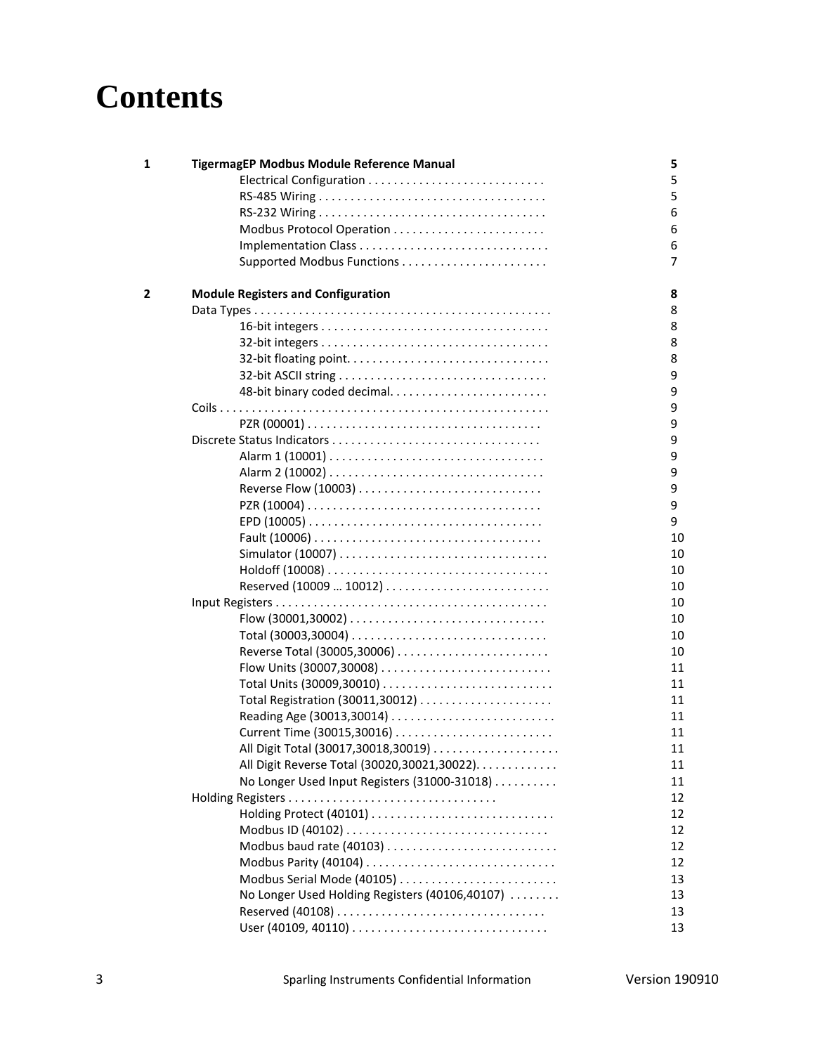# Contents

| | | |
|---|---|---|
| **1** | **TigermagEP Modbus Module Reference Manual** | **5** |
| | Electrical Configuration | 5 |
| | RS-485 Wiring | 5 |
| | RS-232 Wiring | 6 |
| | Modbus Protocol Operation | 6 |
| | Implementation Class | 6 |
| | Supported Modbus Functions | 7 |
| **2** | **Module Registers and Configuration** | **8** |
| | Data Types | 8 |
| | 16-bit integers | 8 |
| | 32-bit integers | 8 |
| | 32-bit floating point. | 8 |
| | 32-bit ASCII string | 9 |
| | 48-bit binary coded decimal. | 9 |
| | Coils | 9 |
| | PZR (00001) | 9 |
| | Discrete Status Indicators | 9 |
| | Alarm 1 (10001) | 9 |
| | Alarm 2 (10002) | 9 |
| | Reverse Flow (10003) | 9 |
| | PZR (10004) | 9 |
| | EPD (10005) | 9 |
| | Fault (10006) | 10 |
| | Simulator (10007) | 10 |
| | Holdoff (10008) | 10 |
| | Reserved (10009 … 10012) | 10 |
| | Input Registers | 10 |
| | Flow (30001,30002) | 10 |
| | Total (30003,30004) | 10 |
| | Reverse Total (30005,30006) | 10 |
| | Flow Units (30007,30008) | 11 |
| | Total Units (30009,30010) | 11 |
| | Total Registration (30011,30012) | 11 |
| | Reading Age (30013,30014) | 11 |
| | Current Time (30015,30016) | 11 |
| | All Digit Total (30017,30018,30019) | 11 |
| | All Digit Reverse Total (30020,30021,30022). | 11 |
| | No Longer Used Input Registers (31000-31018) | 11 |
| | Holding Registers | 12 |
| | Holding Protect (40101) | 12 |
| | Modbus ID (40102) | 12 |
| | Modbus baud rate (40103) | 12 |
| | Modbus Parity (40104) | 12 |
| | Modbus Serial Mode (40105) | 13 |
| | No Longer Used Holding Registers (40106,40107) | 13 |
| | Reserved (40108) | 13 |
| | User (40109, 40110) | 13 |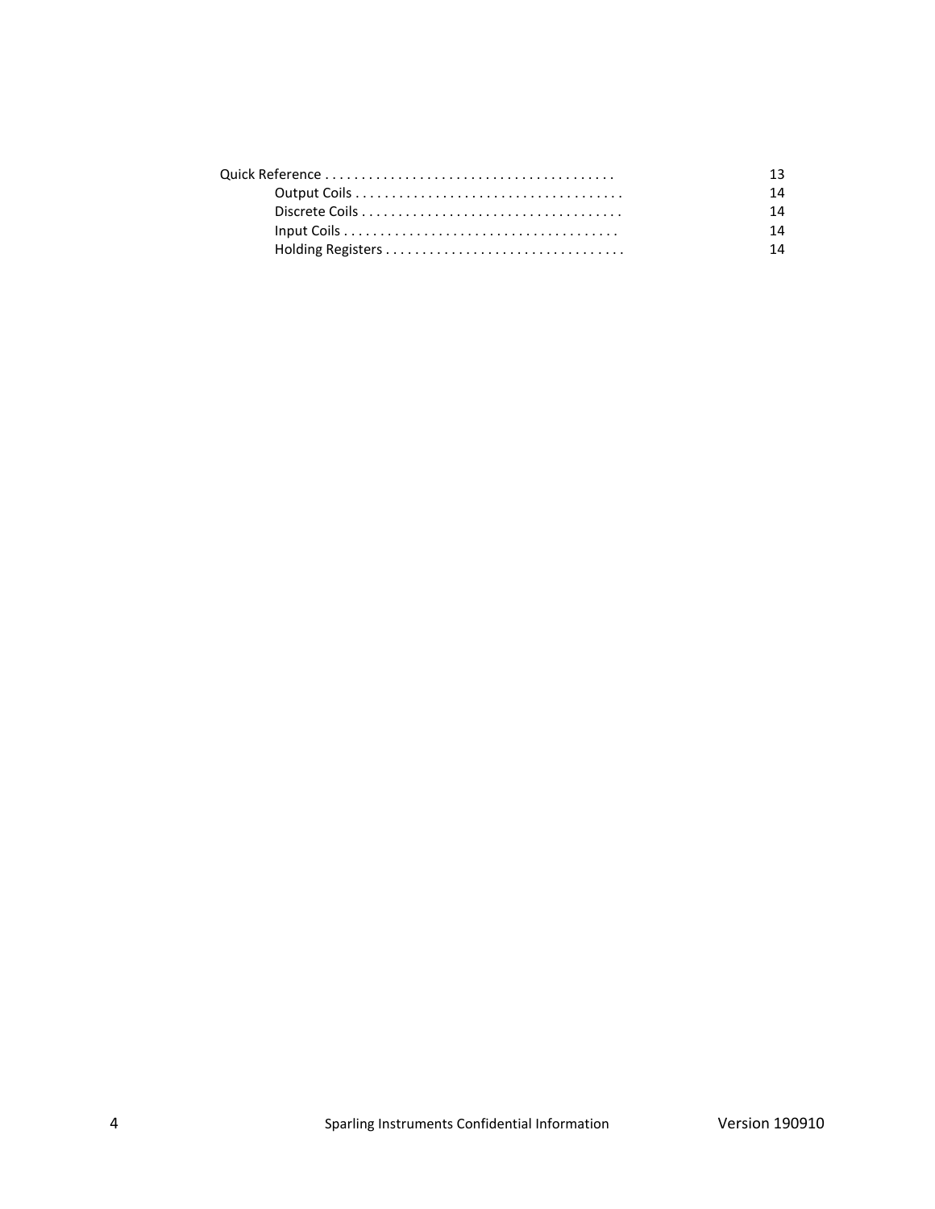Quick Reference . . . . . . . . . . . . . . . . . . . . . . . . . . . . . . . . . . . . . . . . 13

- Output Coils . . . . . . . . . . . . . . . . . . . . . . . . . . . . . . . . . . . . . 14
- Discrete Coils . . . . . . . . . . . . . . . . . . . . . . . . . . . . . . . . . . . . 14
- Input Coils . . . . . . . . . . . . . . . . . . . . . . . . . . . . . . . . . . . . . . 14
- Holding Registers . . . . . . . . . . . . . . . . . . . . . . . . . . . . . . . . . 14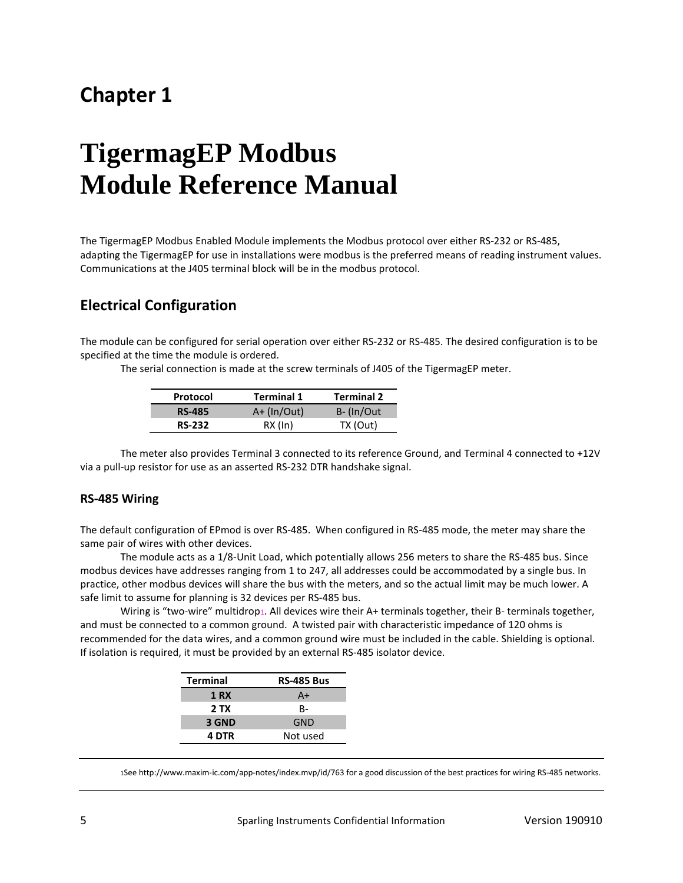## Chapter 1

# TigermagEP Modbus Module Reference Manual

The TigermagEP Modbus Enabled Module implements the Modbus protocol over either RS-232 or RS-485, adapting the TigermagEP for use in installations were modbus is the preferred means of reading instrument values. Communications at the J405 terminal block will be in the modbus protocol.

## Electrical Configuration

The module can be configured for serial operation over either RS-232 or RS-485. The desired configuration is to be specified at the time the module is ordered.

The serial connection is made at the screw terminals of J405 of the TigermagEP meter.

| Protocol | Terminal 1 | Terminal 2 |
|---|---|---|
| **RS-485** | A+ (In/Out) | B- (In/Out |
| **RS-232** | RX (In) | TX (Out) |

The meter also provides Terminal 3 connected to its reference Ground, and Terminal 4 connected to +12V via a pull-up resistor for use as an asserted RS-232 DTR handshake signal.

### RS-485 Wiring

The default configuration of EPmod is over RS-485. When configured in RS-485 mode, the meter may share the same pair of wires with other devices.

The module acts as a 1/8-Unit Load, which potentially allows 256 meters to share the RS-485 bus. Since modbus devices have addresses ranging from 1 to 247, all addresses could be accommodated by a single bus. In practice, other modbus devices will share the bus with the meters, and so the actual limit may be much lower. A safe limit to assume for planning is 32 devices per RS-485 bus.

Wiring is “two-wire” multidrop[1]. All devices wire their A+ terminals together, their B- terminals together, and must be connected to a common ground. A twisted pair with characteristic impedance of 120 ohms is recommended for the data wires, and a common ground wire must be included in the cable. Shielding is optional. If isolation is required, it must be provided by an external RS-485 isolator device.

| Terminal | RS-485 Bus |
|---|---|
| **1 RX** | A+ |
| **2 TX** | B- |
| **3 GND** | GND |
| **4 DTR** | Not used |

[1]See http://www.maxim-ic.com/app-notes/index.mvp/id/763 for a good discussion of the best practices for wiring RS-485 networks.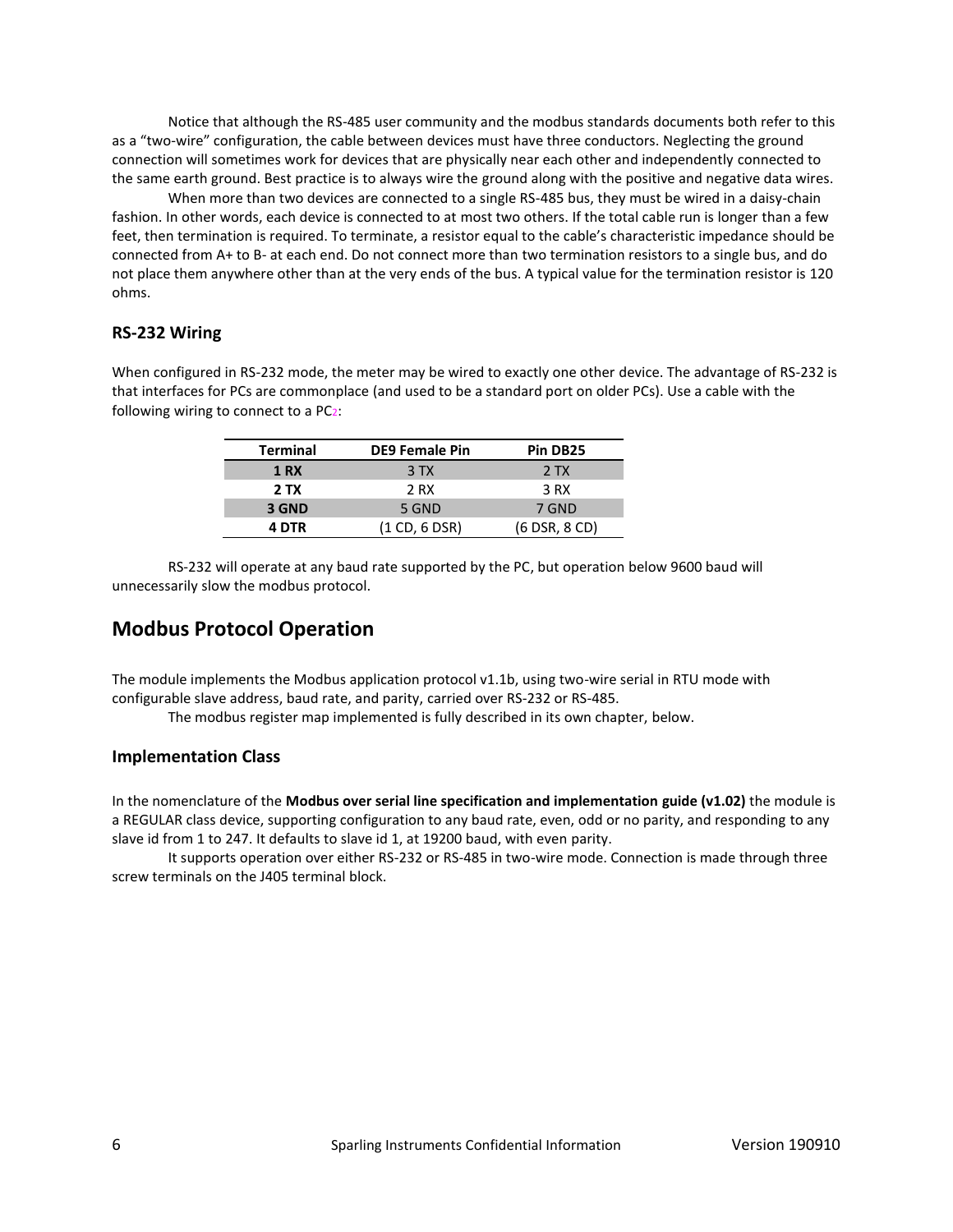Notice that although the RS-485 user community and the modbus standards documents both refer to this as a "two-wire" configuration, the cable between devices must have three conductors. Neglecting the ground connection will sometimes work for devices that are physically near each other and independently connected to the same earth ground. Best practice is to always wire the ground along with the positive and negative data wires.

When more than two devices are connected to a single RS-485 bus, they must be wired in a daisy-chain fashion. In other words, each device is connected to at most two others. If the total cable run is longer than a few feet, then termination is required. To terminate, a resistor equal to the cable's characteristic impedance should be connected from A+ to B- at each end. Do not connect more than two termination resistors to a single bus, and do not place them anywhere other than at the very ends of the bus. A typical value for the termination resistor is 120 ohms.

### RS-232 Wiring

When configured in RS-232 mode, the meter may be wired to exactly one other device. The advantage of RS-232 is that interfaces for PCs are commonplace (and used to be a standard port on older PCs). Use a cable with the following wiring to connect to a PC[2]:

| Terminal | DE9 Female Pin | Pin DB25 |
|---|---|---|
| **1 RX** | 3 TX | 2 TX |
| **2 TX** | 2 RX | 3 RX |
| **3 GND** | 5 GND | 7 GND |
| **4 DTR** | (1 CD, 6 DSR) | (6 DSR, 8 CD) |

RS-232 will operate at any baud rate supported by the PC, but operation below 9600 baud will unnecessarily slow the modbus protocol.

## Modbus Protocol Operation

The module implements the Modbus application protocol v1.1b, using two-wire serial in RTU mode with configurable slave address, baud rate, and parity, carried over RS-232 or RS-485.

The modbus register map implemented is fully described in its own chapter, below.

### Implementation Class

In the nomenclature of the **Modbus over serial line specification and implementation guide (v1.02)** the module is a REGULAR class device, supporting configuration to any baud rate, even, odd or no parity, and responding to any slave id from 1 to 247. It defaults to slave id 1, at 19200 baud, with even parity.

It supports operation over either RS-232 or RS-485 in two-wire mode. Connection is made through three screw terminals on the J405 terminal block.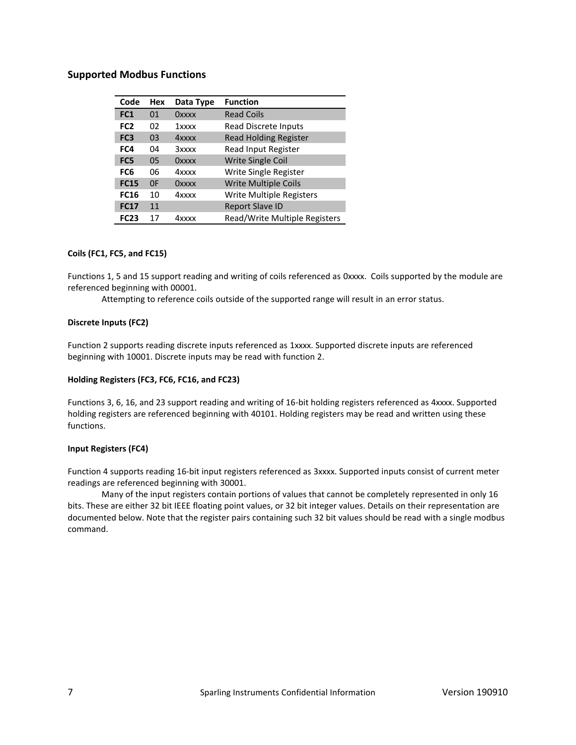## Supported Modbus Functions

| Code | Hex | Data Type | Function |
|---|---|---|---|
| **FC1** | 01 | 0xxxx | Read Coils |
| **FC2** | 02 | 1xxxx | Read Discrete Inputs |
| **FC3** | 03 | 4xxxx | Read Holding Register |
| **FC4** | 04 | 3xxxx | Read Input Register |
| **FC5** | 05 | 0xxxx | Write Single Coil |
| **FC6** | 06 | 4xxxx | Write Single Register |
| **FC15** | 0F | 0xxxx | Write Multiple Coils |
| **FC16** | 10 | 4xxxx | Write Multiple Registers |
| **FC17** | 11 | | Report Slave ID |
| **FC23** | 17 | 4xxxx | Read/Write Multiple Registers |

#### Coils (FC1, FC5, and FC15)

Functions 1, 5 and 15 support reading and writing of coils referenced as 0xxxx. Coils supported by the module are referenced beginning with 00001.

Attempting to reference coils outside of the supported range will result in an error status.

#### Discrete Inputs (FC2)

Function 2 supports reading discrete inputs referenced as 1xxxx. Supported discrete inputs are referenced beginning with 10001. Discrete inputs may be read with function 2.

#### Holding Registers (FC3, FC6, FC16, and FC23)

Functions 3, 6, 16, and 23 support reading and writing of 16-bit holding registers referenced as 4xxxx. Supported holding registers are referenced beginning with 40101. Holding registers may be read and written using these functions.

#### Input Registers (FC4)

Function 4 supports reading 16-bit input registers referenced as 3xxxx. Supported inputs consist of current meter readings are referenced beginning with 30001.

Many of the input registers contain portions of values that cannot be completely represented in only 16 bits. These are either 32 bit IEEE floating point values, or 32 bit integer values. Details on their representation are documented below. Note that the register pairs containing such 32 bit values should be read with a single modbus command.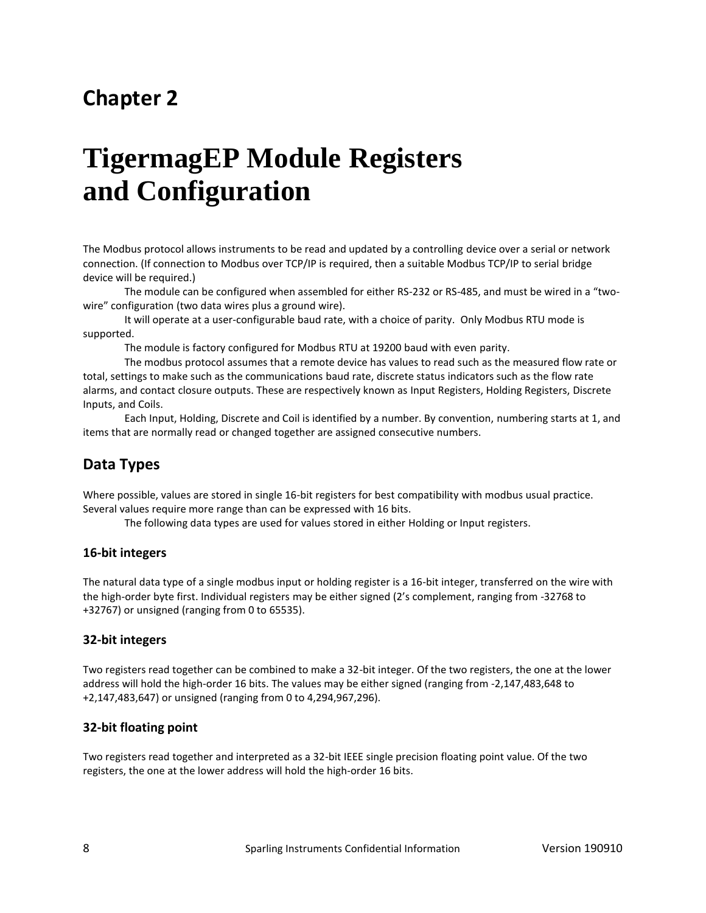## Chapter 2

# TigermagEP Module Registers and Configuration

The Modbus protocol allows instruments to be read and updated by a controlling device over a serial or network connection. (If connection to Modbus over TCP/IP is required, then a suitable Modbus TCP/IP to serial bridge device will be required.)

The module can be configured when assembled for either RS-232 or RS-485, and must be wired in a "two-wire" configuration (two data wires plus a ground wire).

It will operate at a user-configurable baud rate, with a choice of parity. Only Modbus RTU mode is supported.

The module is factory configured for Modbus RTU at 19200 baud with even parity.

The modbus protocol assumes that a remote device has values to read such as the measured flow rate or total, settings to make such as the communications baud rate, discrete status indicators such as the flow rate alarms, and contact closure outputs. These are respectively known as Input Registers, Holding Registers, Discrete Inputs, and Coils.

Each Input, Holding, Discrete and Coil is identified by a number. By convention, numbering starts at 1, and items that are normally read or changed together are assigned consecutive numbers.

## Data Types

Where possible, values are stored in single 16-bit registers for best compatibility with modbus usual practice. Several values require more range than can be expressed with 16 bits.

The following data types are used for values stored in either Holding or Input registers.

### 16-bit integers

The natural data type of a single modbus input or holding register is a 16-bit integer, transferred on the wire with the high-order byte first. Individual registers may be either signed (2's complement, ranging from -32768 to +32767) or unsigned (ranging from 0 to 65535).

### 32-bit integers

Two registers read together can be combined to make a 32-bit integer. Of the two registers, the one at the lower address will hold the high-order 16 bits. The values may be either signed (ranging from -2,147,483,648 to +2,147,483,647) or unsigned (ranging from 0 to 4,294,967,296).

### 32-bit floating point

Two registers read together and interpreted as a 32-bit IEEE single precision floating point value. Of the two registers, the one at the lower address will hold the high-order 16 bits.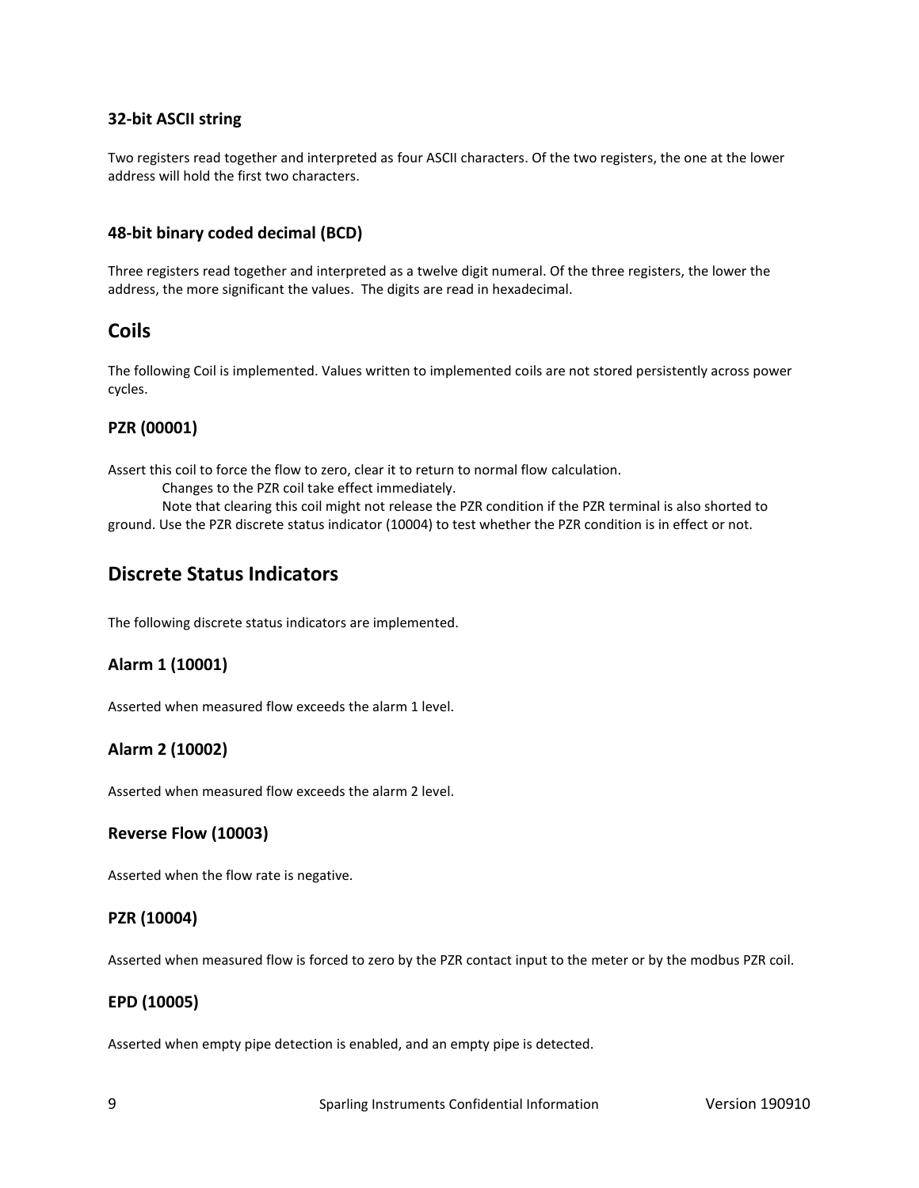### 32-bit ASCII string

Two registers read together and interpreted as four ASCII characters. Of the two registers, the one at the lower address will hold the first two characters.

### 48-bit binary coded decimal (BCD)

Three registers read together and interpreted as a twelve digit numeral. Of the three registers, the lower the address, the more significant the values. The digits are read in hexadecimal.

## Coils

The following Coil is implemented. Values written to implemented coils are not stored persistently across power cycles.

### PZR (00001)

Assert this coil to force the flow to zero, clear it to return to normal flow calculation.

Changes to the PZR coil take effect immediately.

Note that clearing this coil might not release the PZR condition if the PZR terminal is also shorted to ground. Use the PZR discrete status indicator (10004) to test whether the PZR condition is in effect or not.

## Discrete Status Indicators

The following discrete status indicators are implemented.

### Alarm 1 (10001)

Asserted when measured flow exceeds the alarm 1 level.

### Alarm 2 (10002)

Asserted when measured flow exceeds the alarm 2 level.

### Reverse Flow (10003)

Asserted when the flow rate is negative.

### PZR (10004)

Asserted when measured flow is forced to zero by the PZR contact input to the meter or by the modbus PZR coil.

### EPD (10005)

Asserted when empty pipe detection is enabled, and an empty pipe is detected.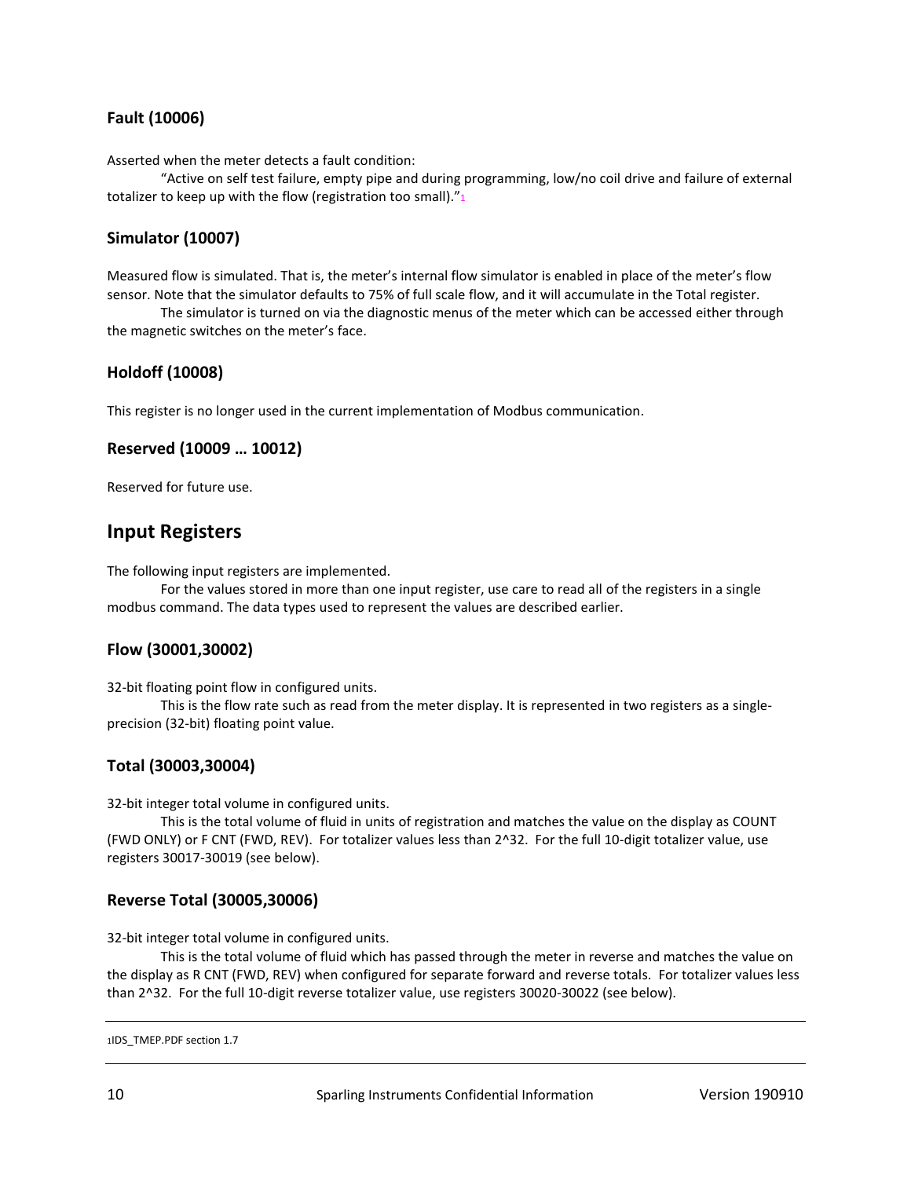### Fault (10006)

Asserted when the meter detects a fault condition:

"Active on self test failure, empty pipe and during programming, low/no coil drive and failure of external totalizer to keep up with the flow (registration too small)."[1]

### Simulator (10007)

Measured flow is simulated. That is, the meter's internal flow simulator is enabled in place of the meter's flow sensor. Note that the simulator defaults to 75% of full scale flow, and it will accumulate in the Total register.

The simulator is turned on via the diagnostic menus of the meter which can be accessed either through the magnetic switches on the meter's face.

### Holdoff (10008)

This register is no longer used in the current implementation of Modbus communication.

### Reserved (10009 … 10012)

Reserved for future use.

## Input Registers

The following input registers are implemented.

For the values stored in more than one input register, use care to read all of the registers in a single modbus command. The data types used to represent the values are described earlier.

### Flow (30001,30002)

32-bit floating point flow in configured units.

This is the flow rate such as read from the meter display. It is represented in two registers as a single-precision (32-bit) floating point value.

### Total (30003,30004)

32-bit integer total volume in configured units.

This is the total volume of fluid in units of registration and matches the value on the display as COUNT (FWD ONLY) or F CNT (FWD, REV). For totalizer values less than 2^32. For the full 10-digit totalizer value, use registers 30017-30019 (see below).

### Reverse Total (30005,30006)

32-bit integer total volume in configured units.

This is the total volume of fluid which has passed through the meter in reverse and matches the value on the display as R CNT (FWD, REV) when configured for separate forward and reverse totals. For totalizer values less than 2^32. For the full 10-digit reverse totalizer value, use registers 30020-30022 (see below).

---

[1] IDS_TMEP.PDF section 1.7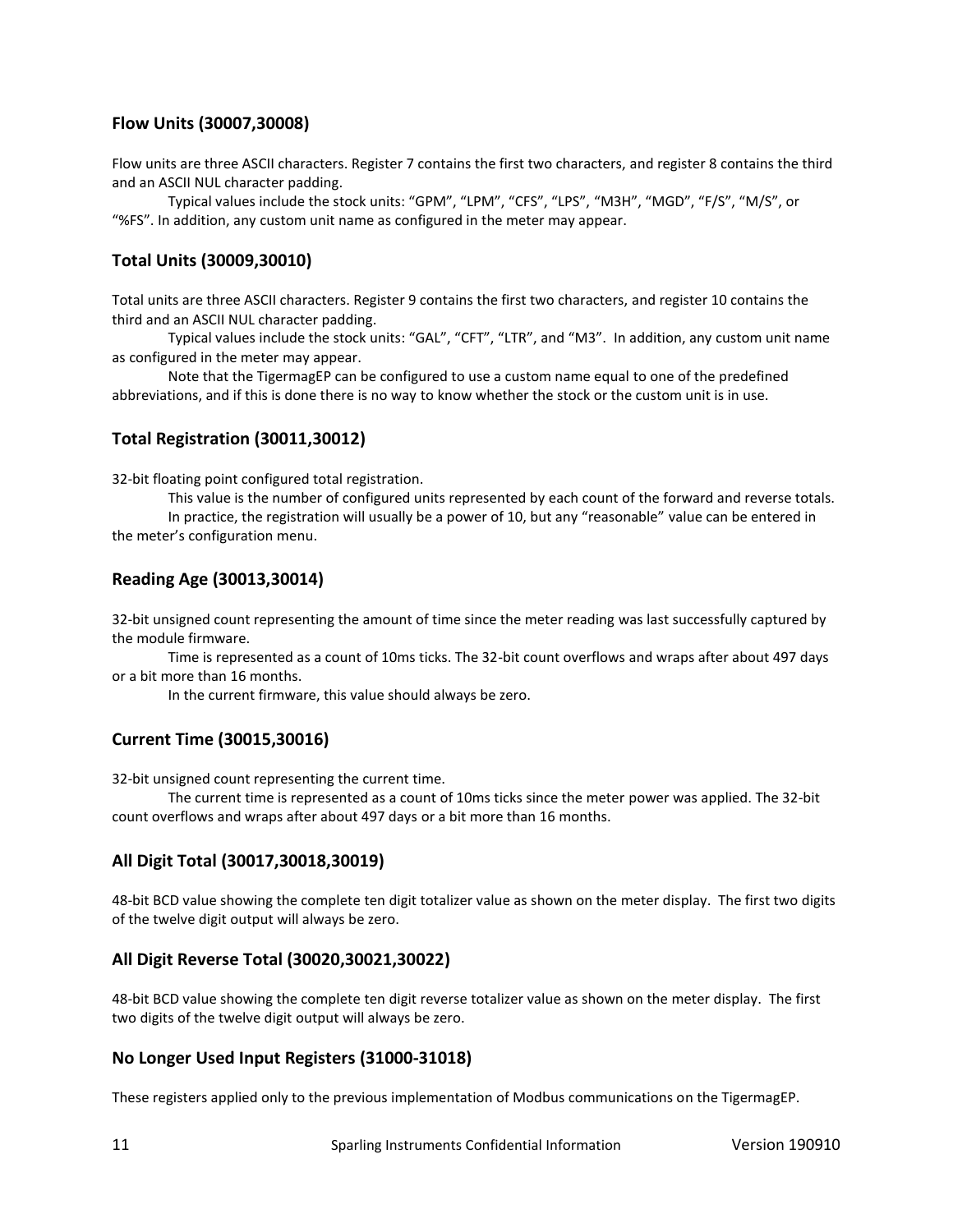### Flow Units (30007,30008)

Flow units are three ASCII characters. Register 7 contains the first two characters, and register 8 contains the third and an ASCII NUL character padding.

Typical values include the stock units: “GPM”, “LPM”, “CFS”, “LPS”, “M3H”, “MGD”, “F/S”, “M/S”, or “%FS”. In addition, any custom unit name as configured in the meter may appear.

### Total Units (30009,30010)

Total units are three ASCII characters. Register 9 contains the first two characters, and register 10 contains the third and an ASCII NUL character padding.

Typical values include the stock units: “GAL”, “CFT”, “LTR”, and “M3”. In addition, any custom unit name as configured in the meter may appear.

Note that the TigermagEP can be configured to use a custom name equal to one of the predefined abbreviations, and if this is done there is no way to know whether the stock or the custom unit is in use.

### Total Registration (30011,30012)

32-bit floating point configured total registration.

This value is the number of configured units represented by each count of the forward and reverse totals.

In practice, the registration will usually be a power of 10, but any “reasonable” value can be entered in the meter’s configuration menu.

### Reading Age (30013,30014)

32-bit unsigned count representing the amount of time since the meter reading was last successfully captured by the module firmware.

Time is represented as a count of 10ms ticks. The 32-bit count overflows and wraps after about 497 days or a bit more than 16 months.

In the current firmware, this value should always be zero.

### Current Time (30015,30016)

32-bit unsigned count representing the current time.

The current time is represented as a count of 10ms ticks since the meter power was applied. The 32-bit count overflows and wraps after about 497 days or a bit more than 16 months.

### All Digit Total (30017,30018,30019)

48-bit BCD value showing the complete ten digit totalizer value as shown on the meter display. The first two digits of the twelve digit output will always be zero.

### All Digit Reverse Total (30020,30021,30022)

48-bit BCD value showing the complete ten digit reverse totalizer value as shown on the meter display. The first two digits of the twelve digit output will always be zero.

### No Longer Used Input Registers (31000-31018)

These registers applied only to the previous implementation of Modbus communications on the TigermagEP.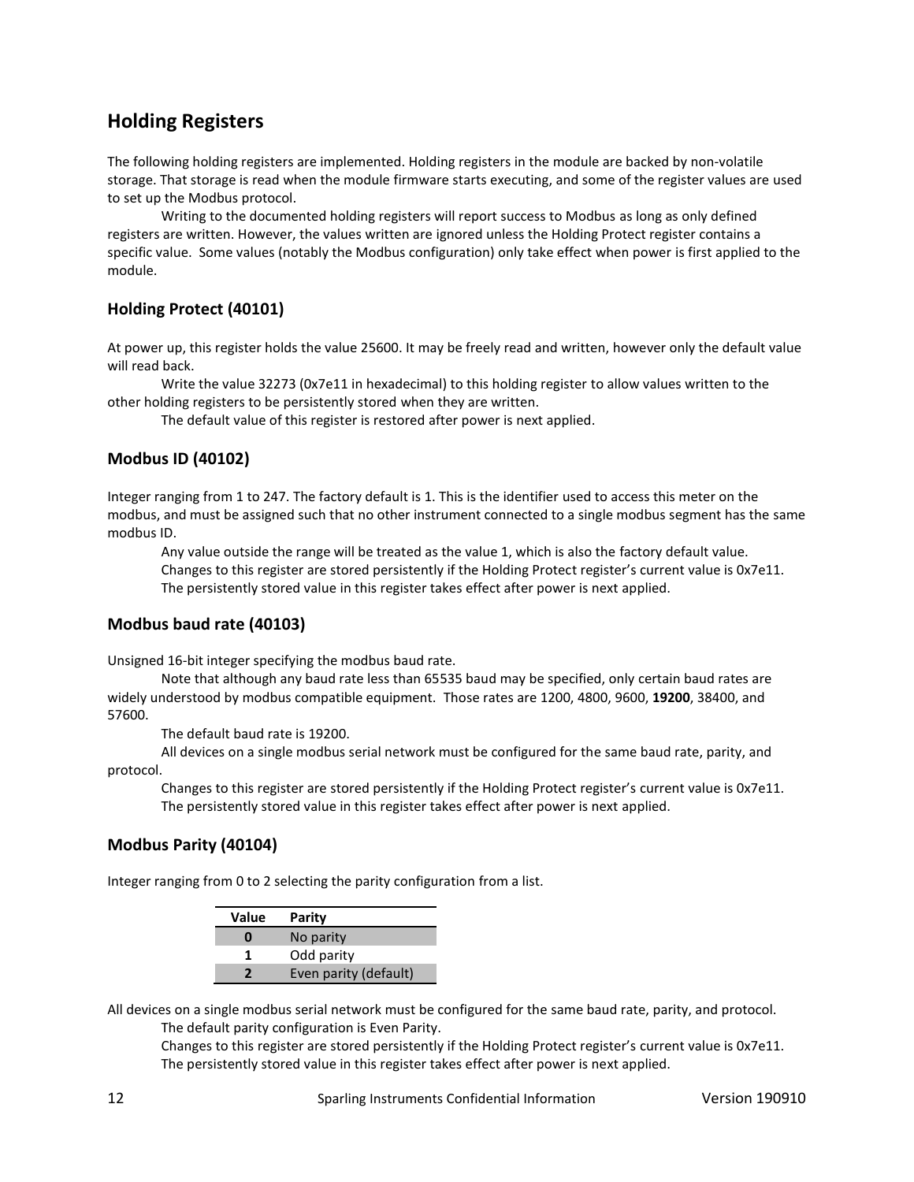## Holding Registers

The following holding registers are implemented. Holding registers in the module are backed by non-volatile storage. That storage is read when the module firmware starts executing, and some of the register values are used to set up the Modbus protocol.

Writing to the documented holding registers will report success to Modbus as long as only defined registers are written. However, the values written are ignored unless the Holding Protect register contains a specific value. Some values (notably the Modbus configuration) only take effect when power is first applied to the module.

### Holding Protect (40101)

At power up, this register holds the value 25600. It may be freely read and written, however only the default value will read back.

Write the value 32273 (0x7e11 in hexadecimal) to this holding register to allow values written to the other holding registers to be persistently stored when they are written.

The default value of this register is restored after power is next applied.

### Modbus ID (40102)

Integer ranging from 1 to 247. The factory default is 1. This is the identifier used to access this meter on the modbus, and must be assigned such that no other instrument connected to a single modbus segment has the same modbus ID.

Any value outside the range will be treated as the value 1, which is also the factory default value.

Changes to this register are stored persistently if the Holding Protect register's current value is 0x7e11.

The persistently stored value in this register takes effect after power is next applied.

### Modbus baud rate (40103)

Unsigned 16-bit integer specifying the modbus baud rate.

Note that although any baud rate less than 65535 baud may be specified, only certain baud rates are widely understood by modbus compatible equipment. Those rates are 1200, 4800, 9600, **19200**, 38400, and 57600.

The default baud rate is 19200.

All devices on a single modbus serial network must be configured for the same baud rate, parity, and protocol.

Changes to this register are stored persistently if the Holding Protect register's current value is 0x7e11.

The persistently stored value in this register takes effect after power is next applied.

### Modbus Parity (40104)

Integer ranging from 0 to 2 selecting the parity configuration from a list.

| Value | Parity |
|---|---|
| **0** | No parity |
| **1** | Odd parity |
| **2** | Even parity (default) |

All devices on a single modbus serial network must be configured for the same baud rate, parity, and protocol.

The default parity configuration is Even Parity.

Changes to this register are stored persistently if the Holding Protect register's current value is 0x7e11.

The persistently stored value in this register takes effect after power is next applied.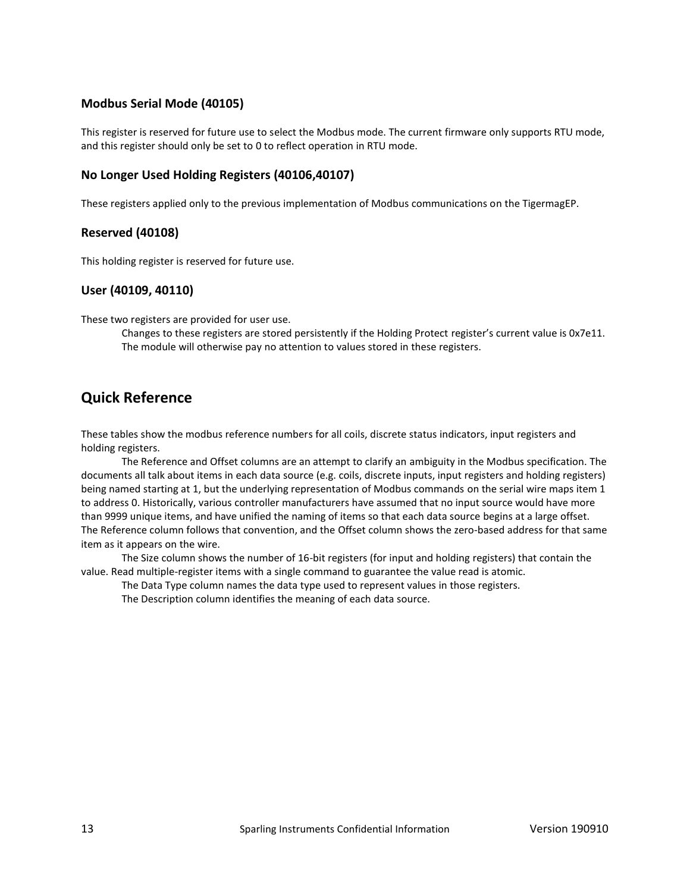### Modbus Serial Mode (40105)

This register is reserved for future use to select the Modbus mode. The current firmware only supports RTU mode, and this register should only be set to 0 to reflect operation in RTU mode.

### No Longer Used Holding Registers (40106,40107)

These registers applied only to the previous implementation of Modbus communications on the TigermagEP.

### Reserved (40108)

This holding register is reserved for future use.

### User (40109, 40110)

These two registers are provided for user use.

Changes to these registers are stored persistently if the Holding Protect register's current value is 0x7e11. The module will otherwise pay no attention to values stored in these registers.

## Quick Reference

These tables show the modbus reference numbers for all coils, discrete status indicators, input registers and holding registers.

The Reference and Offset columns are an attempt to clarify an ambiguity in the Modbus specification. The documents all talk about items in each data source (e.g. coils, discrete inputs, input registers and holding registers) being named starting at 1, but the underlying representation of Modbus commands on the serial wire maps item 1 to address 0. Historically, various controller manufacturers have assumed that no input source would have more than 9999 unique items, and have unified the naming of items so that each data source begins at a large offset. The Reference column follows that convention, and the Offset column shows the zero-based address for that same item as it appears on the wire.

The Size column shows the number of 16-bit registers (for input and holding registers) that contain the value. Read multiple-register items with a single command to guarantee the value read is atomic.

The Data Type column names the data type used to represent values in those registers.

The Description column identifies the meaning of each data source.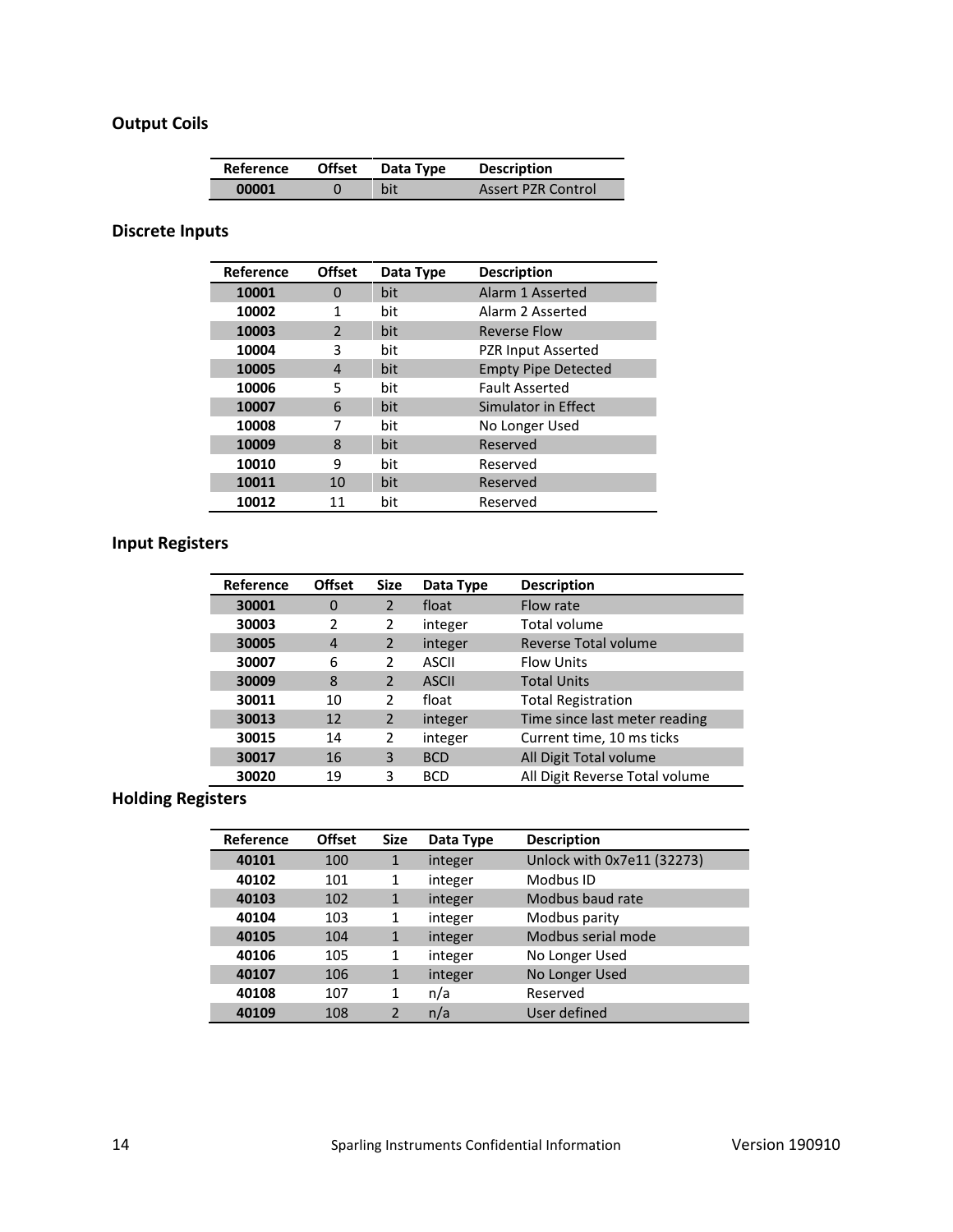## Output Coils

| Reference | Offset | Data Type | Description |
|---|---|---|---|
| **00001** | 0 | bit | Assert PZR Control |

## Discrete Inputs

| Reference | Offset | Data Type | Description |
|---|---|---|---|
| **10001** | 0 | bit | Alarm 1 Asserted |
| **10002** | 1 | bit | Alarm 2 Asserted |
| **10003** | 2 | bit | Reverse Flow |
| **10004** | 3 | bit | PZR Input Asserted |
| **10005** | 4 | bit | Empty Pipe Detected |
| **10006** | 5 | bit | Fault Asserted |
| **10007** | 6 | bit | Simulator in Effect |
| **10008** | 7 | bit | No Longer Used |
| **10009** | 8 | bit | Reserved |
| **10010** | 9 | bit | Reserved |
| **10011** | 10 | bit | Reserved |
| **10012** | 11 | bit | Reserved |

## Input Registers

| Reference | Offset | Size | Data Type | Description |
|---|---|---|---|---|
| **30001** | 0 | 2 | float | Flow rate |
| **30003** | 2 | 2 | integer | Total volume |
| **30005** | 4 | 2 | integer | Reverse Total volume |
| **30007** | 6 | 2 | ASCII | Flow Units |
| **30009** | 8 | 2 | ASCII | Total Units |
| **30011** | 10 | 2 | float | Total Registration |
| **30013** | 12 | 2 | integer | Time since last meter reading |
| **30015** | 14 | 2 | integer | Current time, 10 ms ticks |
| **30017** | 16 | 3 | BCD | All Digit Total volume |
| **30020** | 19 | 3 | BCD | All Digit Reverse Total volume |

## Holding Registers

| Reference | Offset | Size | Data Type | Description |
|---|---|---|---|---|
| **40101** | 100 | 1 | integer | Unlock with 0x7e11 (32273) |
| **40102** | 101 | 1 | integer | Modbus ID |
| **40103** | 102 | 1 | integer | Modbus baud rate |
| **40104** | 103 | 1 | integer | Modbus parity |
| **40105** | 104 | 1 | integer | Modbus serial mode |
| **40106** | 105 | 1 | integer | No Longer Used |
| **40107** | 106 | 1 | integer | No Longer Used |
| **40108** | 107 | 1 | n/a | Reserved |
| **40109** | 108 | 2 | n/a | User defined |